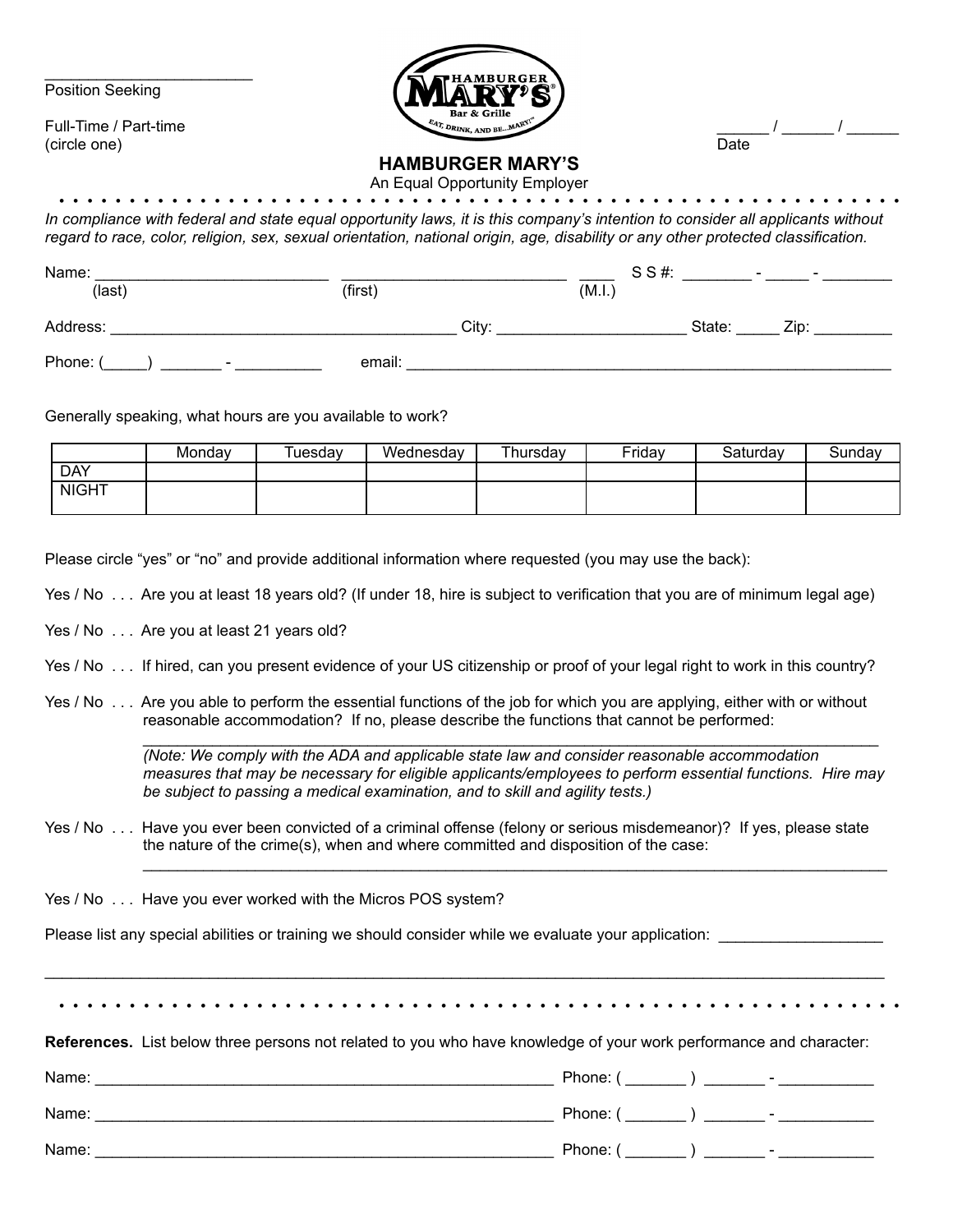________________________
Position Seeking

Full-Time / Part-time
(circle one)

______ / ______ / ______
Date

# HAMBURGER MARY'S

An Equal Opportunity Employer

*In compliance with federal and state equal opportunity laws, it is this company's intention to consider all applicants without regard to race, color, religion, sex, sexual orientation, national origin, age, disability or any other protected classification.*

Name: ___________________________ ___________________________ ____ S S #: ________ - _____ - ________
(last) (first) (M.I.)

Address: ________________________________________ City: _____________________ State: _____ Zip: _________

Phone: (_____) _______ - __________ email: __________________________________________________________

Generally speaking, what hours are you available to work?

| | Monday | Tuesday | Wednesday | Thursday | Friday | Saturday | Sunday |
|---|---|---|---|---|---|---|---|
| DAY | | | | | | | |
| NIGHT | | | | | | | |

Please circle "yes" or "no" and provide additional information where requested (you may use the back):

Yes / No . . . Are you at least 18 years old? (If under 18, hire is subject to verification that you are of minimum legal age)

Yes / No . . . Are you at least 21 years old?

Yes / No . . . If hired, can you present evidence of your US citizenship or proof of your legal right to work in this country?

Yes / No . . . Are you able to perform the essential functions of the job for which you are applying, either with or without reasonable accommodation? If no, please describe the functions that cannot be performed:
______________________________________________________________________________________
*(Note: We comply with the ADA and applicable state law and consider reasonable accommodation measures that may be necessary for eligible applicants/employees to perform essential functions. Hire may be subject to passing a medical examination, and to skill and agility tests.)*

Yes / No . . . Have you ever been convicted of a criminal offense (felony or serious misdemeanor)? If yes, please state the nature of the crime(s), when and where committed and disposition of the case:
______________________________________________________________________________________

Yes / No . . . Have you ever worked with the Micros POS system?

Please list any special abilities or training we should consider while we evaluate your application: __________________

__________________________________________________________________________________________________

**References.** List below three persons not related to you who have knowledge of your work performance and character:

Name: ______________________________________________________ Phone: ( _______ ) _______ - ___________

Name: ______________________________________________________ Phone: ( _______ ) _______ - ___________

Name: ______________________________________________________ Phone: ( _______ ) _______ - ___________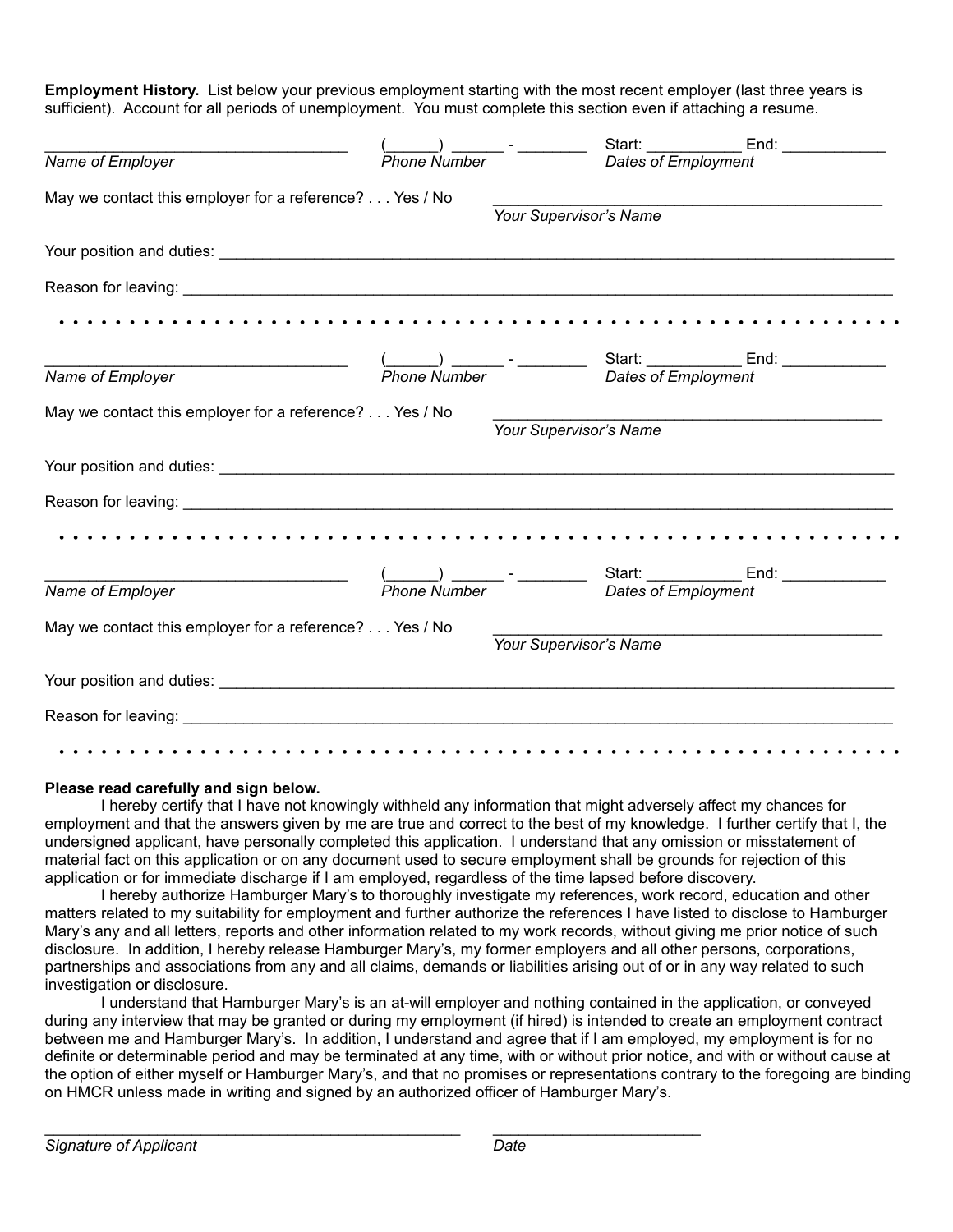**Employment History.** List below your previous employment starting with the most recent employer (last three years is sufficient). Account for all periods of unemployment. You must complete this section even if attaching a resume.

___________________________________ (______) ______ - ________ Start: ___________ End: ____________
*Name of Employer* *Phone Number* *Dates of Employment*

May we contact this employer for a reference? . . . Yes / No _____________________________________________
*Your Supervisor's Name*

Your position and duties: ________________________________________________________________________________

Reason for leaving: ____________________________________________________________________________________

• • • • • • • • • • • • • • • • • • • • • • • • • • • • • • • • • • • • • • • • • • • • • • • • • • • • • • • • • • • • • • • • • •

___________________________________ (______) ______ - ________ Start: ___________ End: ____________
*Name of Employer* *Phone Number* *Dates of Employment*

May we contact this employer for a reference? . . . Yes / No _____________________________________________
*Your Supervisor's Name*

Your position and duties: ________________________________________________________________________________

Reason for leaving: ____________________________________________________________________________________

• • • • • • • • • • • • • • • • • • • • • • • • • • • • • • • • • • • • • • • • • • • • • • • • • • • • • • • • • • • • • • • • • •

___________________________________ (______) ______ - ________ Start: ___________ End: ____________
*Name of Employer* *Phone Number* *Dates of Employment*

May we contact this employer for a reference? . . . Yes / No _____________________________________________
*Your Supervisor's Name*

Your position and duties: ________________________________________________________________________________

Reason for leaving: ____________________________________________________________________________________

• • • • • • • • • • • • • • • • • • • • • • • • • • • • • • • • • • • • • • • • • • • • • • • • • • • • • • • • • • • • • • • • • •

**Please read carefully and sign below.**

I hereby certify that I have not knowingly withheld any information that might adversely affect my chances for employment and that the answers given by me are true and correct to the best of my knowledge. I further certify that I, the undersigned applicant, have personally completed this application. I understand that any omission or misstatement of material fact on this application or on any document used to secure employment shall be grounds for rejection of this application or for immediate discharge if I am employed, regardless of the time lapsed before discovery.

I hereby authorize Hamburger Mary's to thoroughly investigate my references, work record, education and other matters related to my suitability for employment and further authorize the references I have listed to disclose to Hamburger Mary's any and all letters, reports and other information related to my work records, without giving me prior notice of such disclosure. In addition, I hereby release Hamburger Mary's, my former employers and all other persons, corporations, partnerships and associations from any and all claims, demands or liabilities arising out of or in any way related to such investigation or disclosure.

I understand that Hamburger Mary's is an at-will employer and nothing contained in the application, or conveyed during any interview that may be granted or during my employment (if hired) is intended to create an employment contract between me and Hamburger Mary's. In addition, I understand and agree that if I am employed, my employment is for no definite or determinable period and may be terminated at any time, with or without prior notice, and with or without cause at the option of either myself or Hamburger Mary's, and that no promises or representations contrary to the foregoing are binding on HMCR unless made in writing and signed by an authorized officer of Hamburger Mary's.

_________________________________________________ ________________________
*Signature of Applicant* *Date*